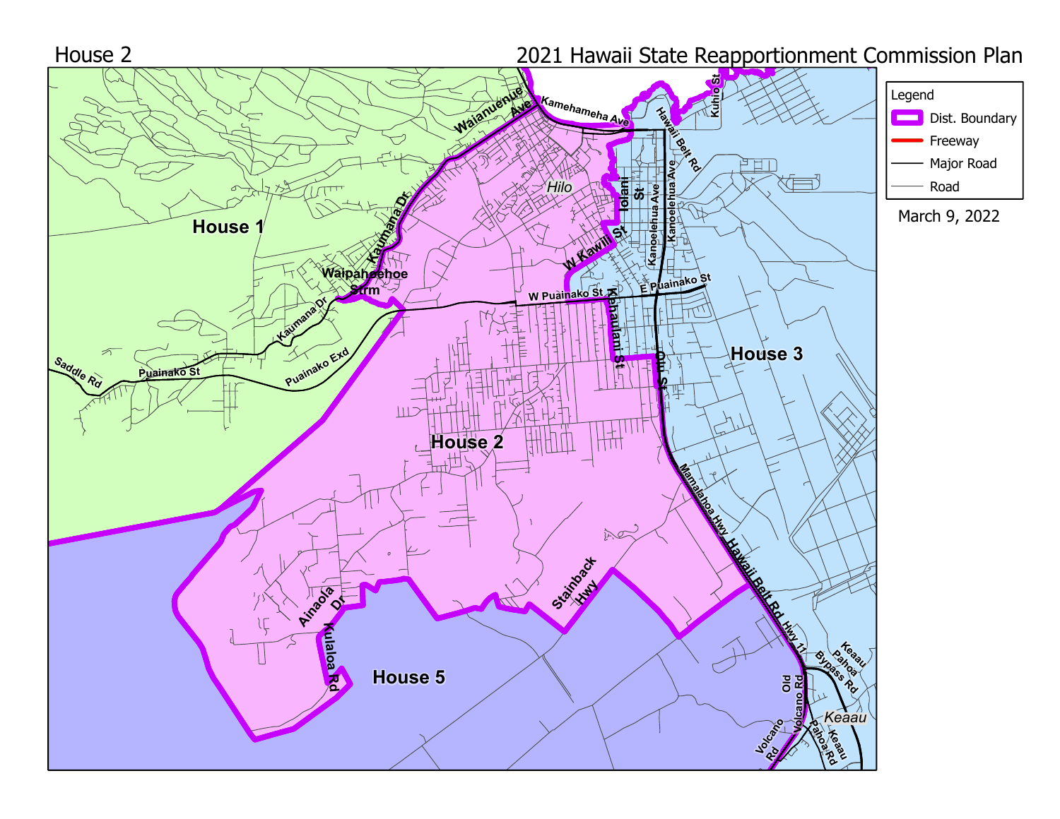House 2

# 2021 Hawaii State Reapportionment Commission Plan

March 9, 2022

**Legend**

- Dist. Boundary
- Freeway
- Major Road
- Road

**House 1**

**House 2**

**House 3**

**House 5**

*Hilo*

*Keaau*

Waianuenue Ave
Kamehameha Ave
Kuhio St
Hawaii Belt Rd
Kanoelehua Ave
Iolani St
W Kawili St
Kaumana Dr
Waipahoehoe Strm
W Puainako St
E Puainako St
Kekuanaoa St
Kehaulani St
Puainako St
Puainako Exd
Saddle Rd
Mamalahoa Hwy
Hawaii Belt Rd Hwy 11
Stainback Hwy
Ainaola Dr
Kulaloa Rd
Old Volcano Rd
Volcano Rd
Keaau Pahoa Bypass Rd
Pahoa Rd
Keaau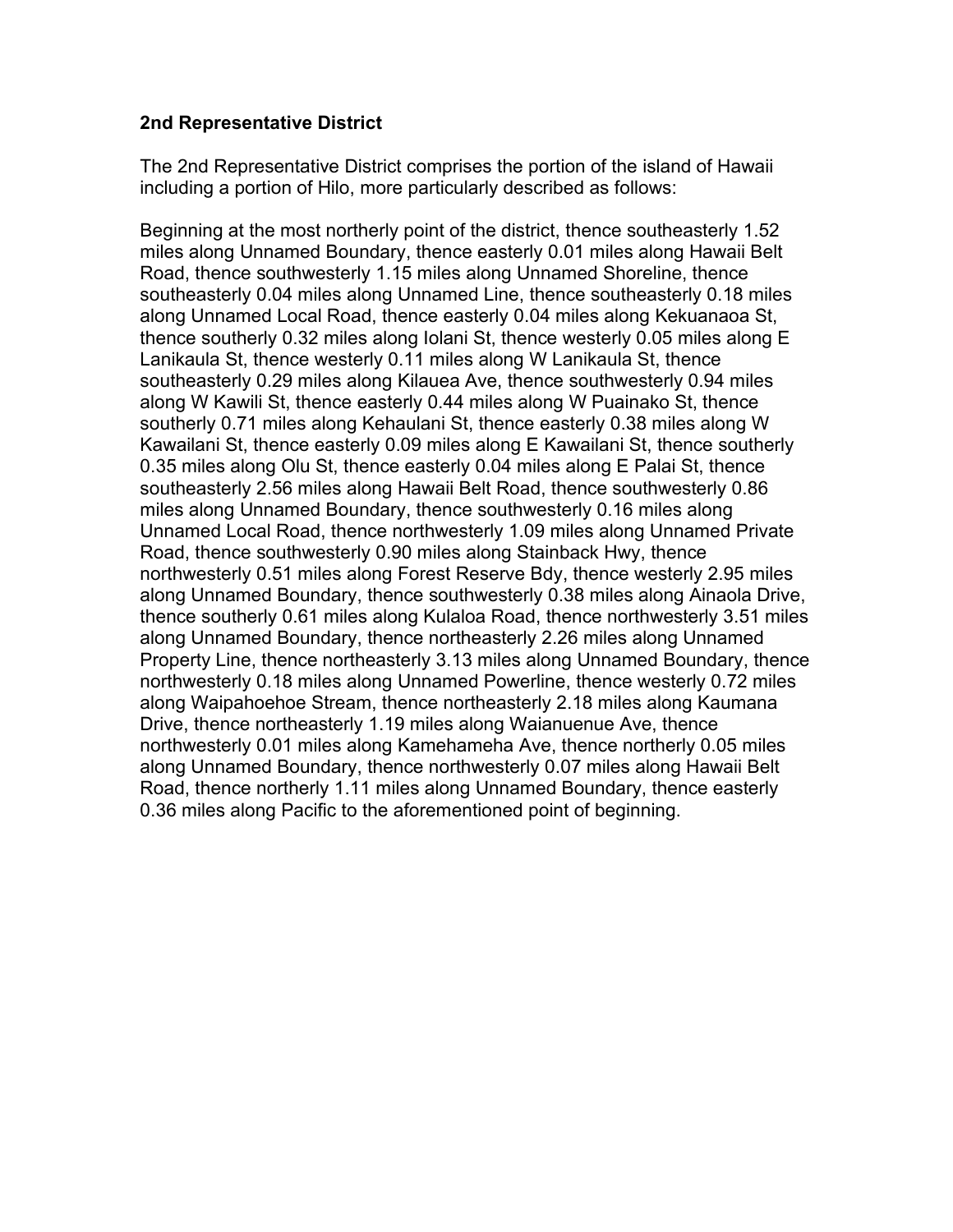**2nd Representative District**

The 2nd Representative District comprises the portion of the island of Hawaii including a portion of Hilo, more particularly described as follows:

Beginning at the most northerly point of the district, thence southeasterly 1.52 miles along Unnamed Boundary, thence easterly 0.01 miles along Hawaii Belt Road, thence southwesterly 1.15 miles along Unnamed Shoreline, thence southeasterly 0.04 miles along Unnamed Line, thence southeasterly 0.18 miles along Unnamed Local Road, thence easterly 0.04 miles along Kekuanaoa St, thence southerly 0.32 miles along Iolani St, thence westerly 0.05 miles along E Lanikaula St, thence westerly 0.11 miles along W Lanikaula St, thence southeasterly 0.29 miles along Kilauea Ave, thence southwesterly 0.94 miles along W Kawili St, thence easterly 0.44 miles along W Puainako St, thence southerly 0.71 miles along Kehaulani St, thence easterly 0.38 miles along W Kawailani St, thence easterly 0.09 miles along E Kawailani St, thence southerly 0.35 miles along Olu St, thence easterly 0.04 miles along E Palai St, thence southeasterly 2.56 miles along Hawaii Belt Road, thence southwesterly 0.86 miles along Unnamed Boundary, thence southwesterly 0.16 miles along Unnamed Local Road, thence northwesterly 1.09 miles along Unnamed Private Road, thence southwesterly 0.90 miles along Stainback Hwy, thence northwesterly 0.51 miles along Forest Reserve Bdy, thence westerly 2.95 miles along Unnamed Boundary, thence southwesterly 0.38 miles along Ainaola Drive, thence southerly 0.61 miles along Kulaloa Road, thence northwesterly 3.51 miles along Unnamed Boundary, thence northeasterly 2.26 miles along Unnamed Property Line, thence northeasterly 3.13 miles along Unnamed Boundary, thence northwesterly 0.18 miles along Unnamed Powerline, thence westerly 0.72 miles along Waipahoehoe Stream, thence northeasterly 2.18 miles along Kaumana Drive, thence northeasterly 1.19 miles along Waianuenue Ave, thence northwesterly 0.01 miles along Kamehameha Ave, thence northerly 0.05 miles along Unnamed Boundary, thence northwesterly 0.07 miles along Hawaii Belt Road, thence northerly 1.11 miles along Unnamed Boundary, thence easterly 0.36 miles along Pacific to the aforementioned point of beginning.